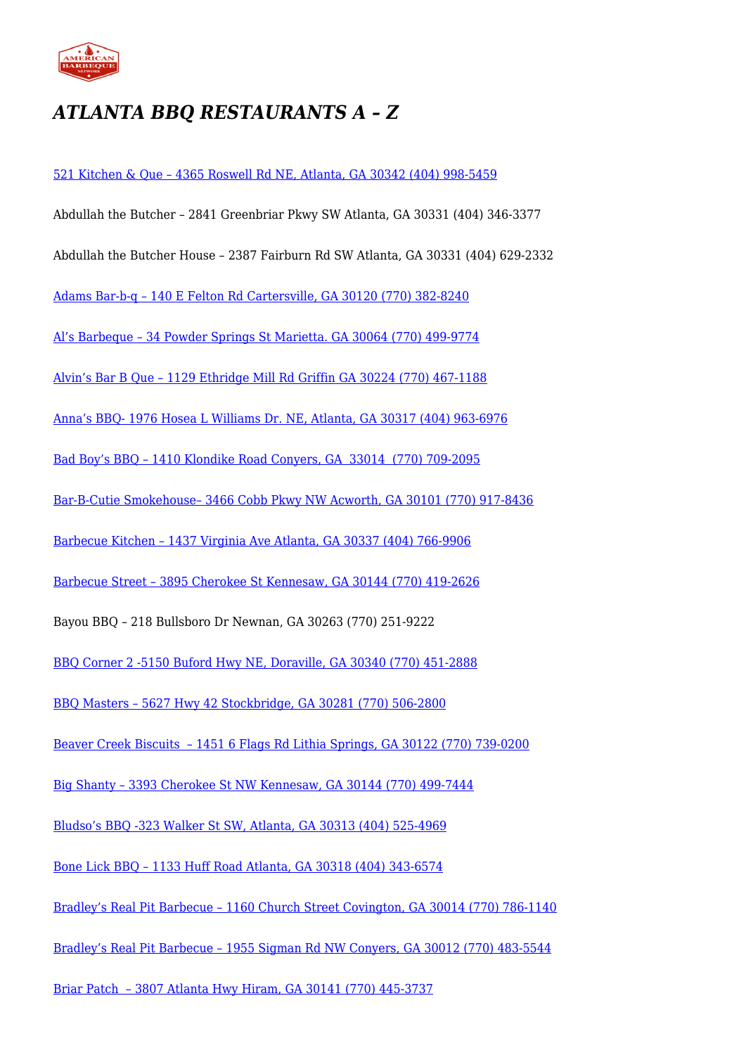# *ATLANTA BBQ RESTAURANTS A – Z*

521 Kitchen & Que – 4365 Roswell Rd NE, Atlanta, GA 30342 (404) 998-5459

Abdullah the Butcher – 2841 Greenbriar Pkwy SW Atlanta, GA 30331 (404) 346-3377

Abdullah the Butcher House – 2387 Fairburn Rd SW Atlanta, GA 30331 (404) 629-2332

Adams Bar-b-q – 140 E Felton Rd Cartersville, GA 30120 (770) 382-8240

Al's Barbeque – 34 Powder Springs St Marietta. GA 30064 (770) 499-9774

Alvin's Bar B Que – 1129 Ethridge Mill Rd Griffin GA 30224 (770) 467-1188

Anna's BBQ- 1976 Hosea L Williams Dr. NE, Atlanta, GA 30317 (404) 963-6976

Bad Boy's BBQ – 1410 Klondike Road Conyers, GA 33014 (770) 709-2095

Bar-B-Cutie Smokehouse– 3466 Cobb Pkwy NW Acworth, GA 30101 (770) 917-8436

Barbecue Kitchen – 1437 Virginia Ave Atlanta, GA 30337 (404) 766-9906

Barbecue Street – 3895 Cherokee St Kennesaw, GA 30144 (770) 419-2626

Bayou BBQ – 218 Bullsboro Dr Newnan, GA 30263 (770) 251-9222

BBQ Corner 2 -5150 Buford Hwy NE, Doraville, GA 30340 (770) 451-2888

BBQ Masters – 5627 Hwy 42 Stockbridge, GA 30281 (770) 506-2800

Beaver Creek Biscuits – 1451 6 Flags Rd Lithia Springs, GA 30122 (770) 739-0200

Big Shanty – 3393 Cherokee St NW Kennesaw, GA 30144 (770) 499-7444

Bludso's BBQ -323 Walker St SW, Atlanta, GA 30313 (404) 525-4969

Bone Lick BBQ – 1133 Huff Road Atlanta, GA 30318 (404) 343-6574

Bradley's Real Pit Barbecue – 1160 Church Street Covington, GA 30014 (770) 786-1140

Bradley's Real Pit Barbecue – 1955 Sigman Rd NW Conyers, GA 30012 (770) 483-5544

Briar Patch – 3807 Atlanta Hwy Hiram, GA 30141 (770) 445-3737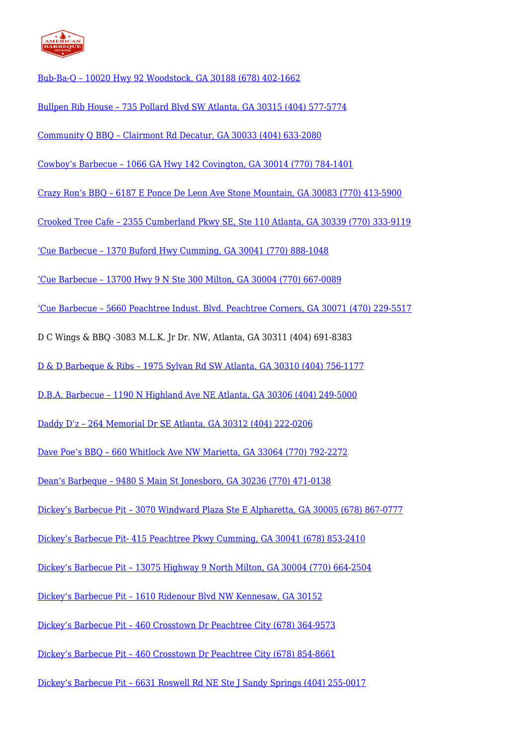Bub-Ba-Q – 10020 Hwy 92 Woodstock, GA 30188 (678) 402-1662

Bullpen Rib House – 735 Pollard Blvd SW Atlanta, GA 30315 (404) 577-5774

Community Q BBQ – Clairmont Rd Decatur, GA 30033 (404) 633-2080

Cowboy's Barbecue – 1066 GA Hwy 142 Covington, GA 30014 (770) 784-1401

Crazy Ron's BBQ – 6187 E Ponce De Leon Ave Stone Mountain, GA 30083 (770) 413-5900

Crooked Tree Cafe – 2355 Cumberland Pkwy SE, Ste 110 Atlanta, GA 30339 (770) 333-9119

'Cue Barbecue – 1370 Buford Hwy Cumming, GA 30041 (770) 888-1048

'Cue Barbecue – 13700 Hwy 9 N Ste 300 Milton, GA 30004 (770) 667-0089

'Cue Barbecue – 5660 Peachtree Indust. Blvd. Peachtree Corners, GA 30071 (470) 229-5517

D C Wings & BBQ -3083 M.L.K. Jr Dr. NW, Atlanta, GA 30311 (404) 691-8383

D & D Barbeque & Ribs – 1975 Sylvan Rd SW Atlanta, GA 30310 (404) 756-1177

D.B.A. Barbecue – 1190 N Highland Ave NE Atlanta, GA 30306 (404) 249-5000

Daddy D'z – 264 Memorial Dr SE Atlanta, GA 30312 (404) 222-0206

Dave Poe's BBQ – 660 Whitlock Ave NW Marietta, GA 33064 (770) 792-2272

Dean's Barbeque – 9480 S Main St Jonesboro, GA 30236 (770) 471-0138

Dickey's Barbecue Pit – 3070 Windward Plaza Ste E Alpharetta, GA 30005 (678) 867-0777

Dickey's Barbecue Pit- 415 Peachtree Pkwy Cumming, GA 30041 (678) 853-2410

Dickey's Barbecue Pit – 13075 Highway 9 North Milton, GA 30004 (770) 664-2504

Dickey's Barbecue Pit – 1610 Ridenour Blvd NW Kennesaw, GA 30152

Dickey's Barbecue Pit – 460 Crosstown Dr Peachtree City (678) 364-9573

Dickey's Barbecue Pit – 460 Crosstown Dr Peachtree City (678) 854-8661

Dickey's Barbecue Pit – 6631 Roswell Rd NE Ste J Sandy Springs (404) 255-0017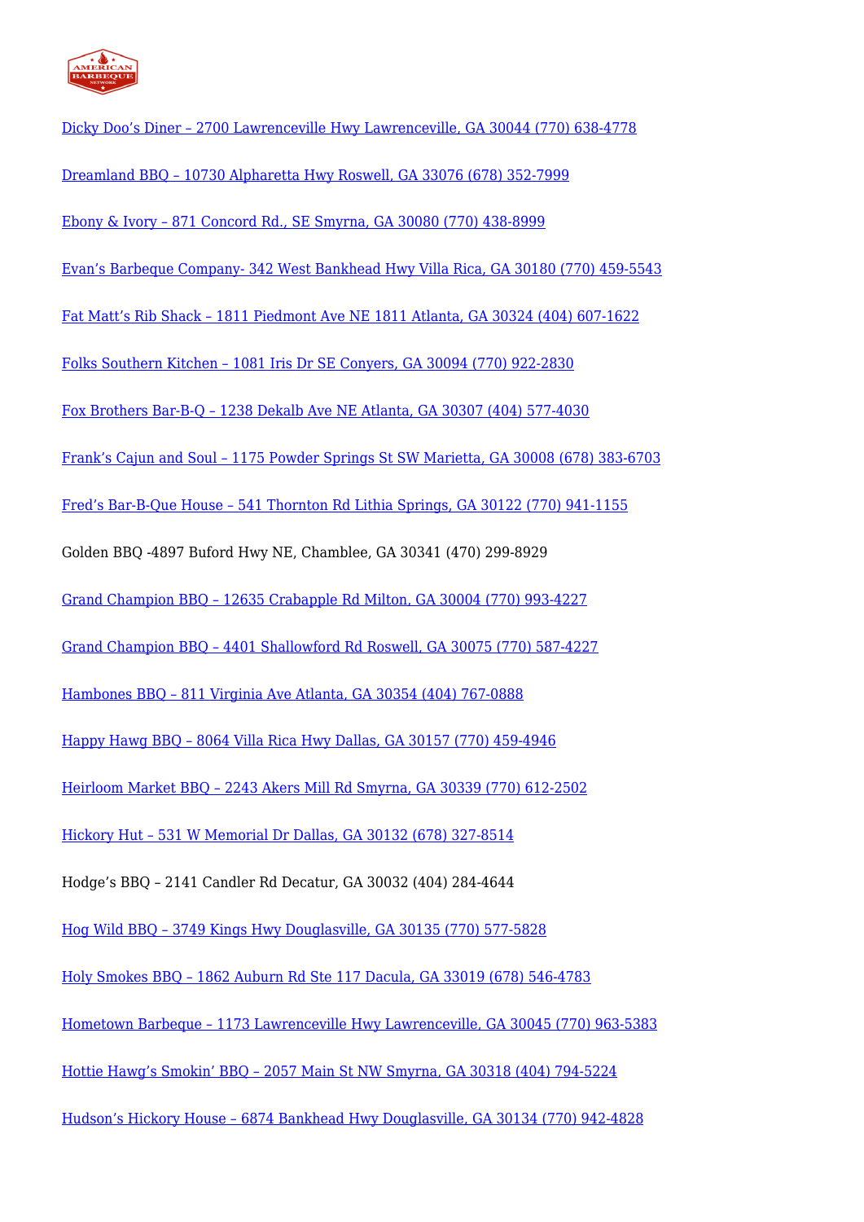Dicky Doo's Diner – 2700 Lawrenceville Hwy Lawrenceville, GA 30044 (770) 638-4778

Dreamland BBQ – 10730 Alpharetta Hwy Roswell, GA 33076 (678) 352-7999

Ebony & Ivory – 871 Concord Rd., SE Smyrna, GA 30080 (770) 438-8999

Evan's Barbeque Company- 342 West Bankhead Hwy Villa Rica, GA 30180 (770) 459-5543

Fat Matt's Rib Shack – 1811 Piedmont Ave NE 1811 Atlanta, GA 30324 (404) 607-1622

Folks Southern Kitchen – 1081 Iris Dr SE Conyers, GA 30094 (770) 922-2830

Fox Brothers Bar-B-Q – 1238 Dekalb Ave NE Atlanta, GA 30307 (404) 577-4030

Frank's Cajun and Soul – 1175 Powder Springs St SW Marietta, GA 30008 (678) 383-6703

Fred's Bar-B-Que House – 541 Thornton Rd Lithia Springs, GA 30122 (770) 941-1155

Golden BBQ -4897 Buford Hwy NE, Chamblee, GA 30341 (470) 299-8929

Grand Champion BBQ – 12635 Crabapple Rd Milton, GA 30004 (770) 993-4227

Grand Champion BBQ – 4401 Shallowford Rd Roswell, GA 30075 (770) 587-4227

Hambones BBQ – 811 Virginia Ave Atlanta, GA 30354 (404) 767-0888

Happy Hawg BBQ – 8064 Villa Rica Hwy Dallas, GA 30157 (770) 459-4946

Heirloom Market BBQ – 2243 Akers Mill Rd Smyrna, GA 30339 (770) 612-2502

Hickory Hut – 531 W Memorial Dr Dallas, GA 30132 (678) 327-8514

Hodge's BBQ – 2141 Candler Rd Decatur, GA 30032 (404) 284-4644

Hog Wild BBQ – 3749 Kings Hwy Douglasville, GA 30135 (770) 577-5828

Holy Smokes BBQ – 1862 Auburn Rd Ste 117 Dacula, GA 33019 (678) 546-4783

Hometown Barbeque – 1173 Lawrenceville Hwy Lawrenceville, GA 30045 (770) 963-5383

Hottie Hawg's Smokin' BBQ – 2057 Main St NW Smyrna, GA 30318 (404) 794-5224

Hudson's Hickory House – 6874 Bankhead Hwy Douglasville, GA 30134 (770) 942-4828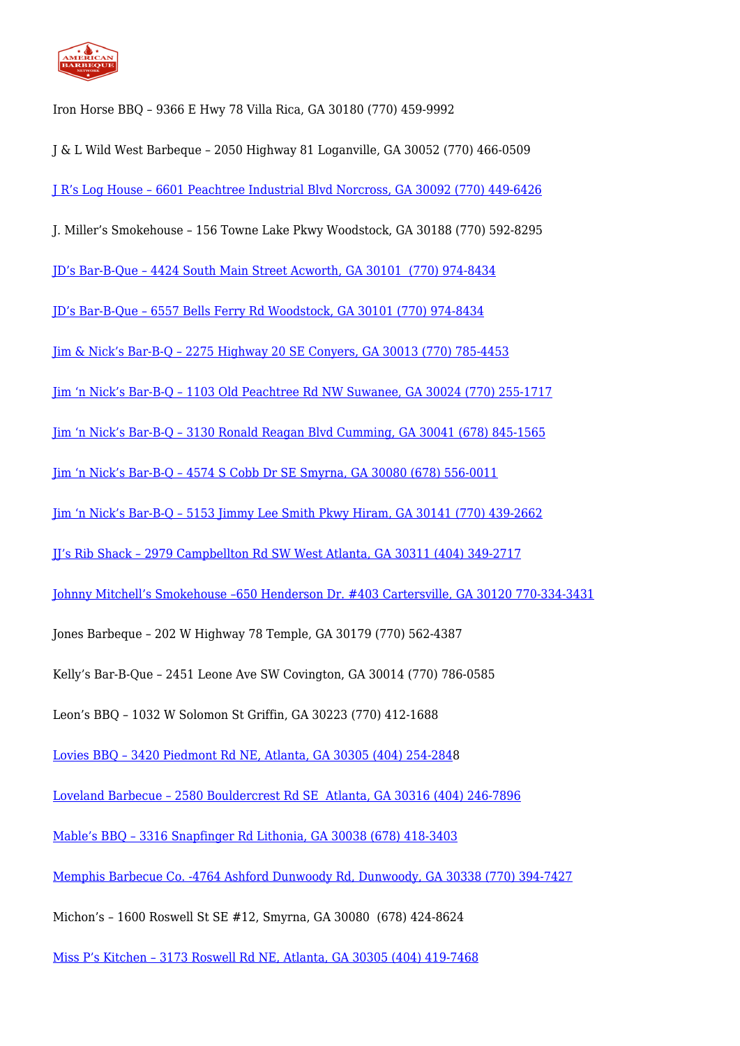Iron Horse BBQ – 9366 E Hwy 78 Villa Rica, GA 30180 (770) 459-9992

J & L Wild West Barbeque – 2050 Highway 81 Loganville, GA 30052 (770) 466-0509

J R's Log House – 6601 Peachtree Industrial Blvd Norcross, GA 30092 (770) 449-6426

J. Miller's Smokehouse – 156 Towne Lake Pkwy Woodstock, GA 30188 (770) 592-8295

JD's Bar-B-Que – 4424 South Main Street Acworth, GA 30101  (770) 974-8434

JD's Bar-B-Que – 6557 Bells Ferry Rd Woodstock, GA 30101 (770) 974-8434

Jim & Nick's Bar-B-Q – 2275 Highway 20 SE Conyers, GA 30013 (770) 785-4453

Jim 'n Nick's Bar-B-Q – 1103 Old Peachtree Rd NW Suwanee, GA 30024 (770) 255-1717

Jim 'n Nick's Bar-B-Q – 3130 Ronald Reagan Blvd Cumming, GA 30041 (678) 845-1565

Jim 'n Nick's Bar-B-Q – 4574 S Cobb Dr SE Smyrna, GA 30080 (678) 556-0011

Jim 'n Nick's Bar-B-Q – 5153 Jimmy Lee Smith Pkwy Hiram, GA 30141 (770) 439-2662

JJ's Rib Shack – 2979 Campbellton Rd SW West Atlanta, GA 30311 (404) 349-2717

Johnny Mitchell's Smokehouse –650 Henderson Dr. #403 Cartersville, GA 30120 770-334-3431

Jones Barbeque – 202 W Highway 78 Temple, GA 30179 (770) 562-4387

Kelly's Bar-B-Que – 2451 Leone Ave SW Covington, GA 30014 (770) 786-0585

Leon's BBQ – 1032 W Solomon St Griffin, GA 30223 (770) 412-1688

Lovies BBQ – 3420 Piedmont Rd NE, Atlanta, GA 30305 (404) 254-2848

Loveland Barbecue – 2580 Bouldercrest Rd SE  Atlanta, GA 30316 (404) 246-7896

Mable's BBQ – 3316 Snapfinger Rd Lithonia, GA 30038 (678) 418-3403

Memphis Barbecue Co. -4764 Ashford Dunwoody Rd, Dunwoody, GA 30338 (770) 394-7427

Michon's – 1600 Roswell St SE #12, Smyrna, GA 30080  (678) 424-8624

Miss P's Kitchen – 3173 Roswell Rd NE, Atlanta, GA 30305 (404) 419-7468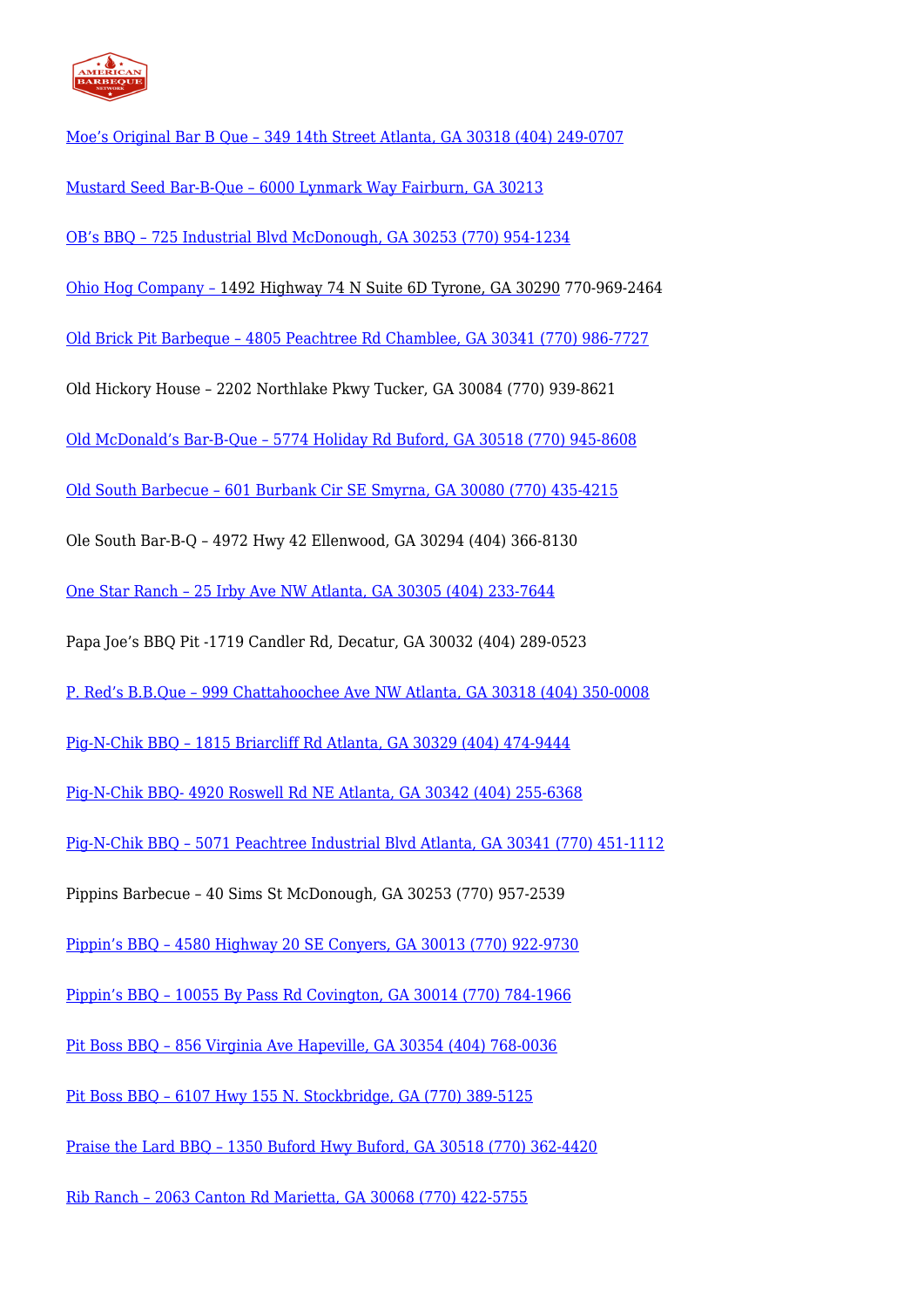Moe's Original Bar B Que – 349 14th Street Atlanta, GA 30318 (404) 249-0707

Mustard Seed Bar-B-Que – 6000 Lynmark Way Fairburn, GA 30213

OB's BBQ – 725 Industrial Blvd McDonough, GA 30253 (770) 954-1234

Ohio Hog Company – 1492 Highway 74 N Suite 6D Tyrone, GA 30290 770-969-2464

Old Brick Pit Barbeque – 4805 Peachtree Rd Chamblee, GA 30341 (770) 986-7727

Old Hickory House – 2202 Northlake Pkwy Tucker, GA 30084 (770) 939-8621

Old McDonald's Bar-B-Que – 5774 Holiday Rd Buford, GA 30518 (770) 945-8608

Old South Barbecue – 601 Burbank Cir SE Smyrna, GA 30080 (770) 435-4215

Ole South Bar-B-Q – 4972 Hwy 42 Ellenwood, GA 30294 (404) 366-8130

One Star Ranch – 25 Irby Ave NW Atlanta, GA 30305 (404) 233-7644

Papa Joe's BBQ Pit -1719 Candler Rd, Decatur, GA 30032 (404) 289-0523

P. Red's B.B.Que – 999 Chattahoochee Ave NW Atlanta, GA 30318 (404) 350-0008

Pig-N-Chik BBQ – 1815 Briarcliff Rd Atlanta, GA 30329 (404) 474-9444

Pig-N-Chik BBQ- 4920 Roswell Rd NE Atlanta, GA 30342 (404) 255-6368

Pig-N-Chik BBQ – 5071 Peachtree Industrial Blvd Atlanta, GA 30341 (770) 451-1112

Pippins Barbecue – 40 Sims St McDonough, GA 30253 (770) 957-2539

Pippin's BBQ – 4580 Highway 20 SE Conyers, GA 30013 (770) 922-9730

Pippin's BBQ – 10055 By Pass Rd Covington, GA 30014 (770) 784-1966

Pit Boss BBQ – 856 Virginia Ave Hapeville, GA 30354 (404) 768-0036

Pit Boss BBQ – 6107 Hwy 155 N. Stockbridge, GA (770) 389-5125

Praise the Lard BBQ – 1350 Buford Hwy Buford, GA 30518 (770) 362-4420

Rib Ranch – 2063 Canton Rd Marietta, GA 30068 (770) 422-5755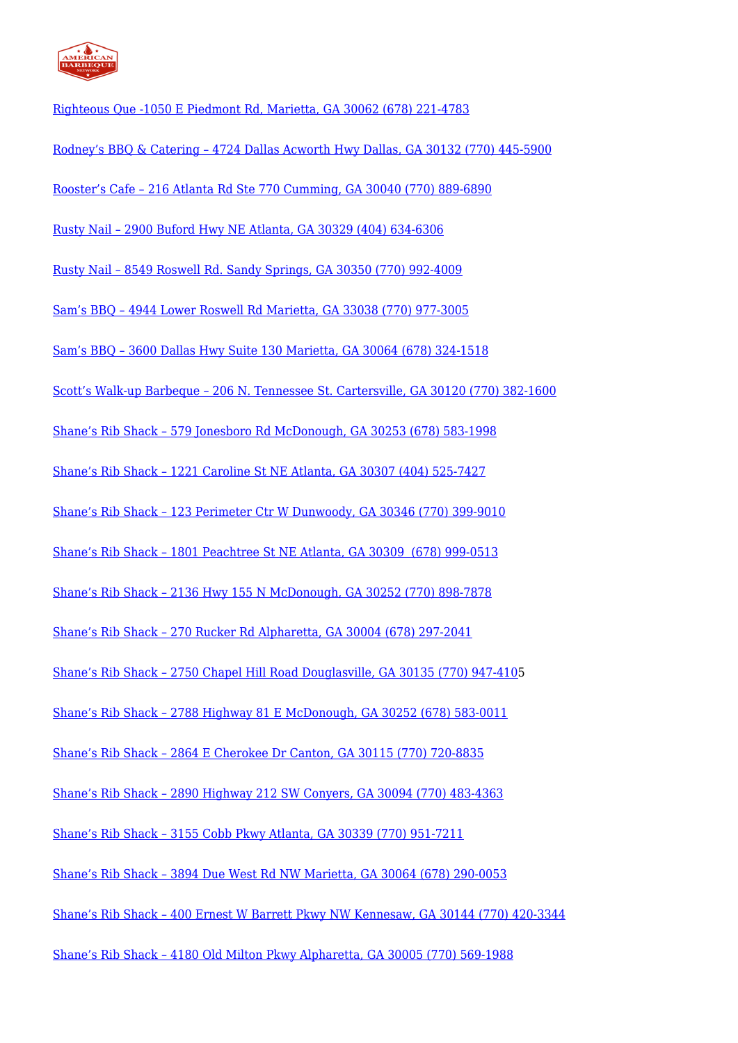Righteous Que -1050 E Piedmont Rd, Marietta, GA 30062 (678) 221-4783

Rodney's BBQ & Catering – 4724 Dallas Acworth Hwy Dallas, GA 30132 (770) 445-5900

Rooster's Cafe – 216 Atlanta Rd Ste 770 Cumming, GA 30040 (770) 889-6890

Rusty Nail – 2900 Buford Hwy NE Atlanta, GA 30329 (404) 634-6306

Rusty Nail – 8549 Roswell Rd. Sandy Springs, GA 30350 (770) 992-4009

Sam's BBQ – 4944 Lower Roswell Rd Marietta, GA 33038 (770) 977-3005

Sam's BBQ – 3600 Dallas Hwy Suite 130 Marietta, GA 30064 (678) 324-1518

Scott's Walk-up Barbeque – 206 N. Tennessee St. Cartersville, GA 30120 (770) 382-1600

Shane's Rib Shack – 579 Jonesboro Rd McDonough, GA 30253 (678) 583-1998

Shane's Rib Shack – 1221 Caroline St NE Atlanta, GA 30307 (404) 525-7427

Shane's Rib Shack – 123 Perimeter Ctr W Dunwoody, GA 30346 (770) 399-9010

Shane's Rib Shack – 1801 Peachtree St NE Atlanta, GA 30309 (678) 999-0513

Shane's Rib Shack – 2136 Hwy 155 N McDonough, GA 30252 (770) 898-7878

Shane's Rib Shack – 270 Rucker Rd Alpharetta, GA 30004 (678) 297-2041

Shane's Rib Shack – 2750 Chapel Hill Road Douglasville, GA 30135 (770) 947-4105

Shane's Rib Shack – 2788 Highway 81 E McDonough, GA 30252 (678) 583-0011

Shane's Rib Shack – 2864 E Cherokee Dr Canton, GA 30115 (770) 720-8835

Shane's Rib Shack – 2890 Highway 212 SW Conyers, GA 30094 (770) 483-4363

Shane's Rib Shack – 3155 Cobb Pkwy Atlanta, GA 30339 (770) 951-7211

Shane's Rib Shack – 3894 Due West Rd NW Marietta, GA 30064 (678) 290-0053

Shane's Rib Shack – 400 Ernest W Barrett Pkwy NW Kennesaw, GA 30144 (770) 420-3344

Shane's Rib Shack – 4180 Old Milton Pkwy Alpharetta, GA 30005 (770) 569-1988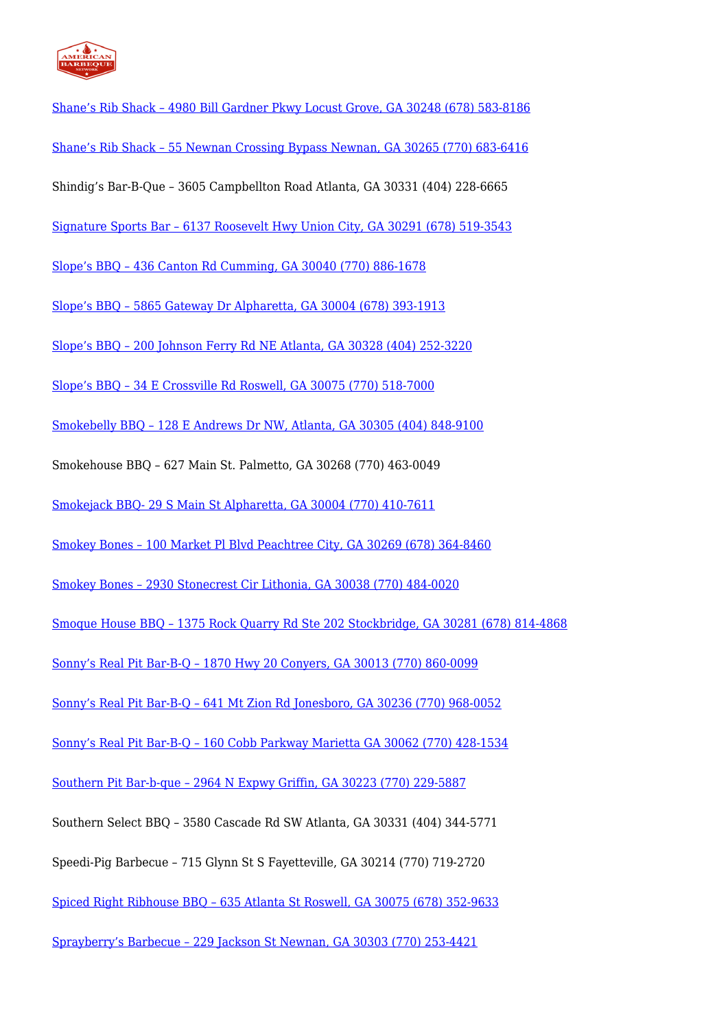Shane's Rib Shack – 4980 Bill Gardner Pkwy Locust Grove, GA 30248 (678) 583-8186

Shane's Rib Shack – 55 Newnan Crossing Bypass Newnan, GA 30265 (770) 683-6416

Shindig's Bar-B-Que – 3605 Campbellton Road Atlanta, GA 30331 (404) 228-6665

Signature Sports Bar – 6137 Roosevelt Hwy Union City, GA 30291 (678) 519-3543

Slope's BBQ – 436 Canton Rd Cumming, GA 30040 (770) 886-1678

Slope's BBQ – 5865 Gateway Dr Alpharetta, GA 30004 (678) 393-1913

Slope's BBQ – 200 Johnson Ferry Rd NE Atlanta, GA 30328 (404) 252-3220

Slope's BBQ – 34 E Crossville Rd Roswell, GA 30075 (770) 518-7000

Smokebelly BBQ – 128 E Andrews Dr NW, Atlanta, GA 30305 (404) 848-9100

Smokehouse BBQ – 627 Main St. Palmetto, GA 30268 (770) 463-0049

Smokejack BBQ- 29 S Main St Alpharetta, GA 30004 (770) 410-7611

Smokey Bones – 100 Market Pl Blvd Peachtree City, GA 30269 (678) 364-8460

Smokey Bones – 2930 Stonecrest Cir Lithonia, GA 30038 (770) 484-0020

Smoque House BBQ – 1375 Rock Quarry Rd Ste 202 Stockbridge, GA 30281 (678) 814-4868

Sonny's Real Pit Bar-B-Q – 1870 Hwy 20 Conyers, GA 30013 (770) 860-0099

Sonny's Real Pit Bar-B-Q – 641 Mt Zion Rd Jonesboro, GA 30236 (770) 968-0052

Sonny's Real Pit Bar-B-Q – 160 Cobb Parkway Marietta GA 30062 (770) 428-1534

Southern Pit Bar-b-que – 2964 N Expwy Griffin, GA 30223 (770) 229-5887

Southern Select BBQ – 3580 Cascade Rd SW Atlanta, GA 30331 (404) 344-5771

Speedi-Pig Barbecue – 715 Glynn St S Fayetteville, GA 30214 (770) 719-2720

Spiced Right Ribhouse BBQ – 635 Atlanta St Roswell, GA 30075 (678) 352-9633

Sprayberry's Barbecue – 229 Jackson St Newnan, GA 30303 (770) 253-4421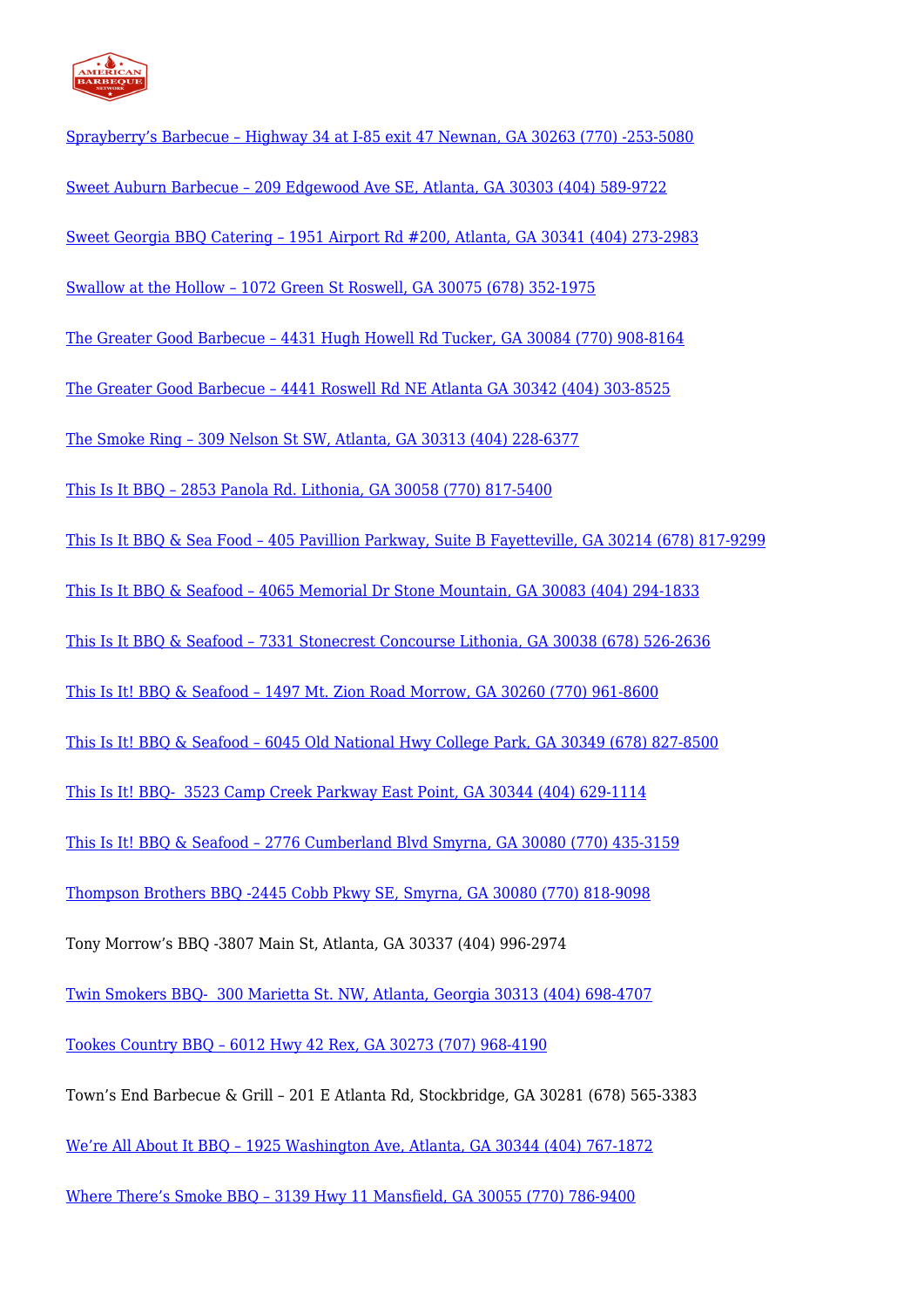Sprayberry's Barbecue – Highway 34 at I-85 exit 47 Newnan, GA 30263 (770) -253-5080

Sweet Auburn Barbecue – 209 Edgewood Ave SE, Atlanta, GA 30303 (404) 589-9722

Sweet Georgia BBQ Catering – 1951 Airport Rd #200, Atlanta, GA 30341 (404) 273-2983

Swallow at the Hollow – 1072 Green St Roswell, GA 30075 (678) 352-1975

The Greater Good Barbecue – 4431 Hugh Howell Rd Tucker, GA 30084 (770) 908-8164

The Greater Good Barbecue – 4441 Roswell Rd NE Atlanta GA 30342 (404) 303-8525

The Smoke Ring – 309 Nelson St SW, Atlanta, GA 30313 (404) 228-6377

This Is It BBQ – 2853 Panola Rd. Lithonia, GA 30058 (770) 817-5400

This Is It BBQ & Sea Food – 405 Pavillion Parkway, Suite B Fayetteville, GA 30214 (678) 817-9299

This Is It BBQ & Seafood – 4065 Memorial Dr Stone Mountain, GA 30083 (404) 294-1833

This Is It BBQ & Seafood – 7331 Stonecrest Concourse Lithonia, GA 30038 (678) 526-2636

This Is It! BBQ & Seafood – 1497 Mt. Zion Road Morrow, GA 30260 (770) 961-8600

This Is It! BBQ & Seafood – 6045 Old National Hwy College Park, GA 30349 (678) 827-8500

This Is It! BBQ-  3523 Camp Creek Parkway East Point, GA 30344 (404) 629-1114

This Is It! BBQ & Seafood – 2776 Cumberland Blvd Smyrna, GA 30080 (770) 435-3159

Thompson Brothers BBQ -2445 Cobb Pkwy SE, Smyrna, GA 30080 (770) 818-9098

Tony Morrow's BBQ -3807 Main St, Atlanta, GA 30337 (404) 996-2974

Twin Smokers BBQ-  300 Marietta St. NW, Atlanta, Georgia 30313 (404) 698-4707

Tookes Country BBQ – 6012 Hwy 42 Rex, GA 30273 (707) 968-4190

Town's End Barbecue & Grill – 201 E Atlanta Rd, Stockbridge, GA 30281 (678) 565-3383

We're All About It BBQ – 1925 Washington Ave, Atlanta, GA 30344 (404) 767-1872

Where There's Smoke BBQ – 3139 Hwy 11 Mansfield, GA 30055 (770) 786-9400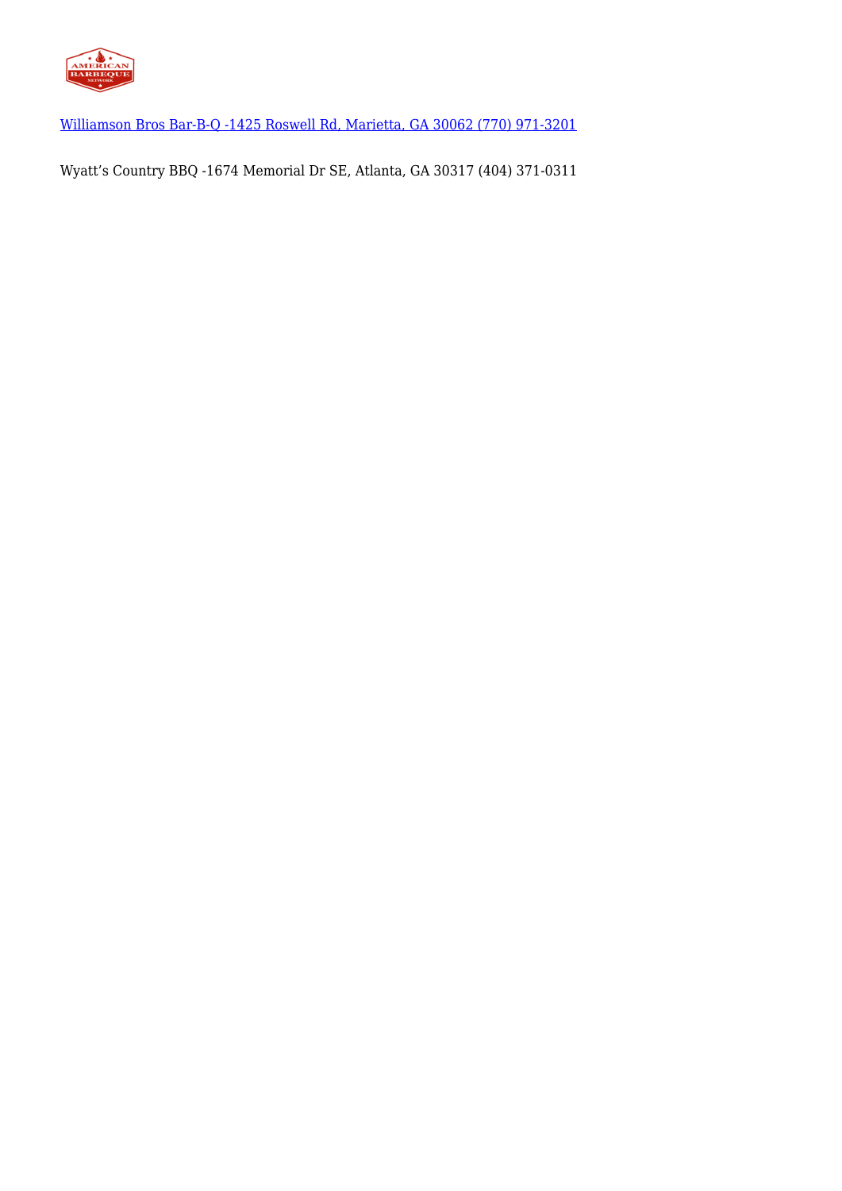Williamson Bros Bar-B-Q -1425 Roswell Rd, Marietta, GA 30062 (770) 971-3201

Wyatt's Country BBQ -1674 Memorial Dr SE, Atlanta, GA 30317 (404) 371-0311